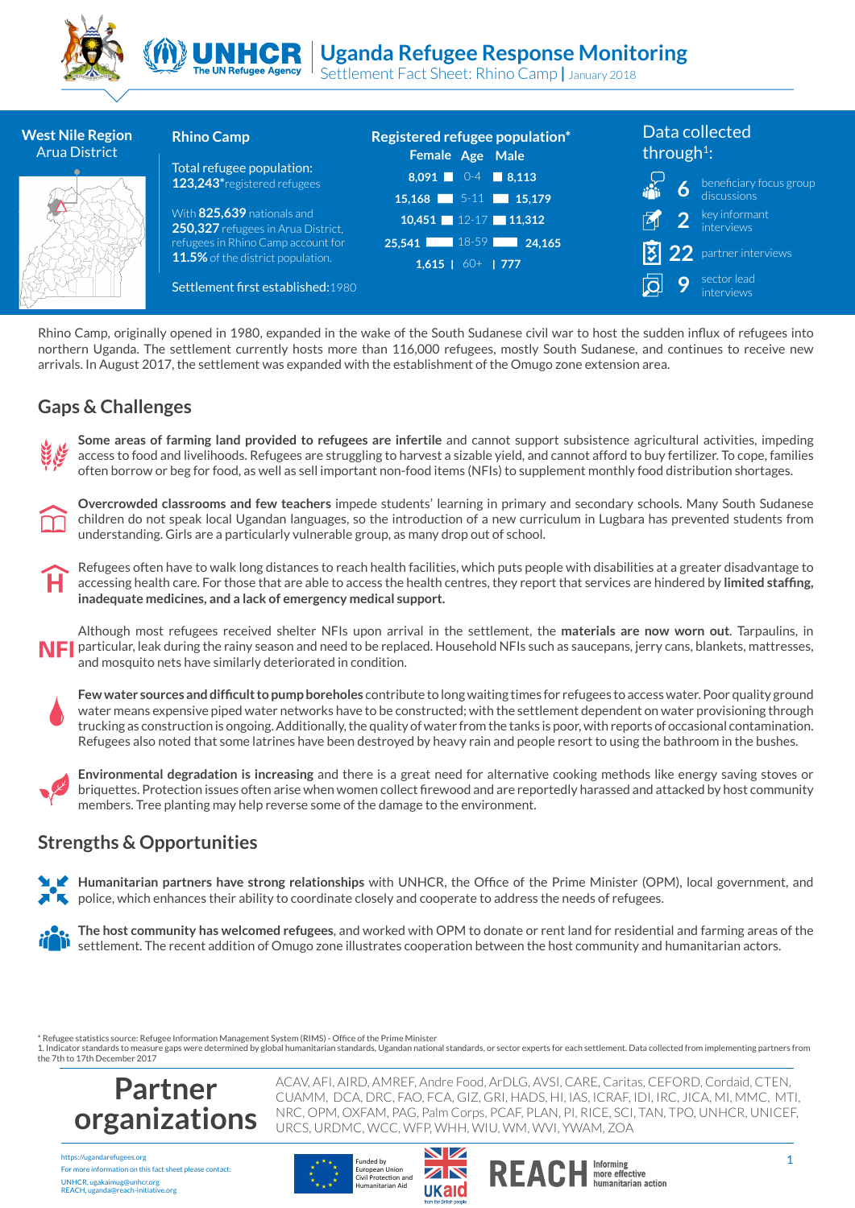# Uganda Refugee Response Monitoring

Settlement Fact Sheet: Rhino Camp | January 2018

**West Nile Region**
Arua District

**Rhino Camp**

Total refugee population:
**123,243***registered refugees

With **825,639** nationals and **250,327** refugees in Arua District, refugees in Rhino Camp account for **11.5%** of the district population.

Settlement first established: 1980

**Registered refugee population***

| Female | Age | Male |
|---|---|---|
| 8,091 | 0-4 | 8,113 |
| 15,168 | 5-11 | 15,179 |
| 10,451 | 12-17 | 11,312 |
| 25,541 | 18-59 | 24,165 |
| 1,615 | 60+ | 777 |

**Data collected through[1]:**

- 6 beneficiary focus group discussions
- 2 key informant interviews
- 22 partner interviews
- 9 sector lead interviews

Rhino Camp, originally opened in 1980, expanded in the wake of the South Sudanese civil war to host the sudden influx of refugees into northern Uganda. The settlement currently hosts more than 116,000 refugees, mostly South Sudanese, and continues to receive new arrivals. In August 2017, the settlement was expanded with the establishment of the Omugo zone extension area.

## Gaps & Challenges

**Some areas of farming land provided to refugees are infertile** and cannot support subsistence agricultural activities, impeding access to food and livelihoods. Refugees are struggling to harvest a sizable yield, and cannot afford to buy fertilizer. To cope, families often borrow or beg for food, as well as sell important non-food items (NFIs) to supplement monthly food distribution shortages.

**Overcrowded classrooms and few teachers** impede students' learning in primary and secondary schools. Many South Sudanese children do not speak local Ugandan languages, so the introduction of a new curriculum in Lugbara has prevented students from understanding. Girls are a particularly vulnerable group, as many drop out of school.

Refugees often have to walk long distances to reach health facilities, which puts people with disabilities at a greater disadvantage to accessing health care. For those that are able to access the health centres, they report that services are hindered by **limited staffing, inadequate medicines, and a lack of emergency medical support.**

Although most refugees received shelter NFIs upon arrival in the settlement, the **materials are now worn out**. Tarpaulins, in particular, leak during the rainy season and need to be replaced. Household NFIs such as saucepans, jerry cans, blankets, mattresses, and mosquito nets have similarly deteriorated in condition.

**Few water sources and difficult to pump boreholes** contribute to long waiting times for refugees to access water. Poor quality ground water means expensive piped water networks have to be constructed; with the settlement dependent on water provisioning through trucking as construction is ongoing. Additionally, the quality of water from the tanks is poor, with reports of occasional contamination. Refugees also noted that some latrines have been destroyed by heavy rain and people resort to using the bathroom in the bushes.

**Environmental degradation is increasing** and there is a great need for alternative cooking methods like energy saving stoves or briquettes. Protection issues often arise when women collect firewood and are reportedly harassed and attacked by host community members. Tree planting may help reverse some of the damage to the environment.

## Strengths & Opportunities

**Humanitarian partners have strong relationships** with UNHCR, the Office of the Prime Minister (OPM), local government, and police, which enhances their ability to coordinate closely and cooperate to address the needs of refugees.

**The host community has welcomed refugees**, and worked with OPM to donate or rent land for residential and farming areas of the settlement. The recent addition of Omugo zone illustrates cooperation between the host community and humanitarian actors.

\* Refugee statistics source: Refugee Information Management System (RIMS) - Office of the Prime Minister
1. Indicator standards to measure gaps were determined by global humanitarian standards, Ugandan national standards, or sector experts for each settlement. Data collected from implementing partners from the 7th to 17th December 2017

## Partner organizations

ACAV, AFI, AIRD, AMREF, Andre Food, ArDLG, AVSI, CARE, Caritas, CEFORD, Cordaid, CTEN, CUAMM, DCA, DRC, FAO, FCA, GIZ, GRI, HADS, HI, IAS, ICRAF, IDI, IRC, JICA, MI, MMC, MTI, NRC, OPM, OXFAM, PAG, Palm Corps, PCAF, PLAN, PI, RICE, SCI, TAN, TPO, UNHCR, UNICEF, URCS, URDMC, WCC, WFP, WHH, WIU, WM, WVI, YWAM, ZOA

https://ugandarefugees.org
For more information on this fact sheet please contact:
UNHCR, ugakaimug@unhcr.org
REACH, uganda@reach-initiative.org

Funded by European Union Civil Protection and Humanitarian Aid

UKaid from the British people

REACH Informing more effective humanitarian action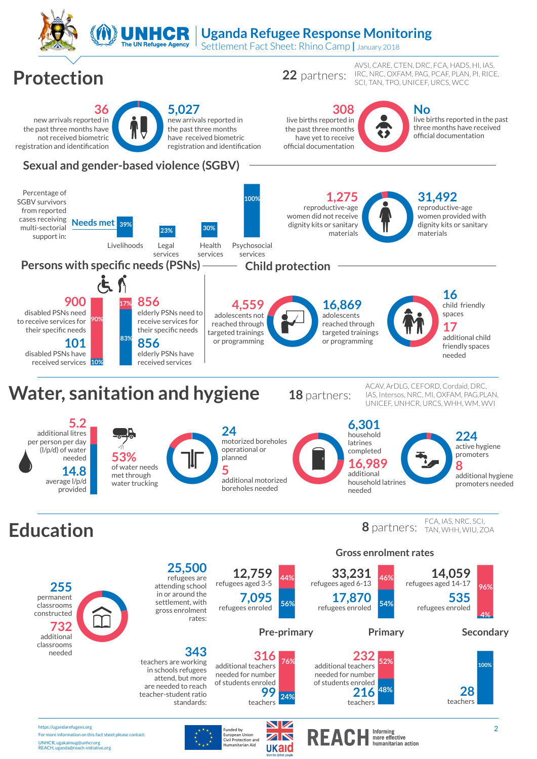# Uganda Refugee Response Monitoring

Settlement Fact Sheet: Rhino Camp | January 2018

## Protection

**22** partners: AVSI, CARE, CTEN, DRC, FCA, HADS, HI, IAS, IRC, NRC, OXFAM, PAG, PCAF, PLAN, PI, RICE, SCI, TAN, TPO, UNICEF, URCS, WCC

**36** new arrivals reported in the past three months have not received biometric registration and identification

**5,027** new arrivals reported in the past three months have received biometric registration and identification

**308** live births reported in the past three months have yet to receive official documentation

**No** live births reported in the past three months have received official documentation

### Sexual and gender-based violence (SGBV)

Percentage of SGBV survivors from reported cases receiving multi-sectorial support in:

| Needs met | |
|---|---|
| Livelihoods | 39% |
| Legal services | 23% |
| Health services | 30% |
| Psychosocial services | 100% |

**1,275** reproductive-age women did not receive dignity kits or sanitary materials

**31,492** reproductive-age women provided with dignity kits or sanitary materials

### Persons with specific needs (PSNs)

**900** disabled PSNs need to receive services for their specific needs (90%)

**101** disabled PSNs have received services (10%)

**856** elderly PSNs need to receive services for their specific needs (17%)

**856** elderly PSNs have received services (83%)

### Child protection

**4,559** adolescents not reached through targeted trainings or programming

**16,869** adolescents reached through targeted trainings or programming

**16** child friendly spaces

**17** additional child friendly spaces needed

## Water, sanitation and hygiene

**18** partners: ACAV, ArDLG, CEFORD, Cordaid, DRC, IAS, Intersos, NRC, MI, OXFAM, PAG, PLAN, UNICEF, UNHCR, URCS, WHH, WM, WVI

**5.2** additional litres per person per day (l/p/d) of water needed

**14.8** average l/p/d provided

**53%** of water needs met through water trucking

**24** motorized boreholes operational or planned

**5** additional motorized boreholes needed

**6,301** household latrines completed

**16,989** additional household latrines needed

**224** active hygiene promoters

**8** additional hygiene promoters needed

## Education

**8** partners: FCA, IAS, NRC, SCI, TAN, WHH, WIU, ZOA

**255** permanent classrooms constructed

**732** additional classrooms needed

**25,500** refugees are attending school in or around the settlement, with gross enrolment rates:

### Gross enrolment rates

| | Pre-primary | Primary | Secondary |
|---|---|---|---|
| Refugees aged | 12,759 (3-5) | 33,231 (6-13) | 14,059 (14-17) |
| Not enroled | 44% | 46% | 96% |
| Refugees enroled | 7,095 (56%) | 17,870 (54%) | 535 (4%) |

**343** teachers are working in schools refugees attend, but more are needed to reach teacher-student ratio standards:

| | Pre-primary | Primary | Secondary |
|---|---|---|---|
| Additional teachers needed for number of students enroled | 316 (76%) | 232 (52%) | |
| Teachers | 99 (24%) | 216 (48%) | 28 (100%) |

https://ugandarefugees.org

For more information on this fact sheet please contact:

UNHCR, ugakaimug@unhcr.org

REACH, uganda@reach-initiative.org

Funded by European Union Civil Protection and Humanitarian Aid

UKaid from the British people

REACH Informing more effective humanitarian action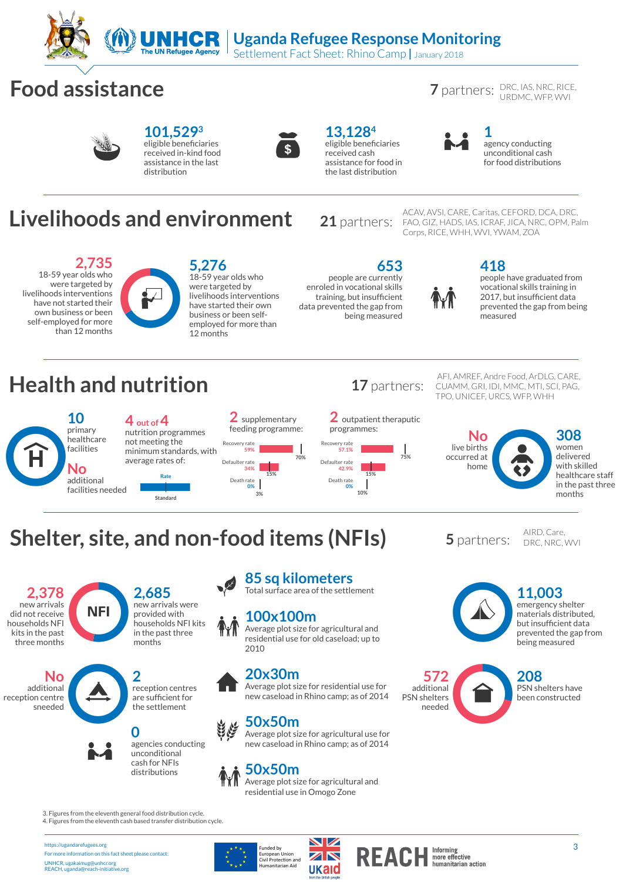# Uganda Refugee Response Monitoring

Settlement Fact Sheet: Rhino Camp | January 2018

## Food assistance

**7** partners: DRC, IAS, NRC, RICE, URDMC, WFP, WVI

**101,529**[3] eligible beneficiaries received in-kind food assistance in the last distribution

**13,128**[4] eligible beneficiaries received cash assistance for food in the last distribution

**1** agency conducting unconditional cash for food distributions

## Livelihoods and environment

**21** partners: ACAV, AVSI, CARE, Caritas, CEFORD, DCA, DRC, FAO, GIZ, HADS, IAS, ICRAF, JICA, NRC, OPM, Palm Corps, RICE, WHH, WVI, YWAM, ZOA

**2,735** 18-59 year olds who were targeted by livelihoods interventions have not started their own business or been self-employed for more than 12 months

**5,276** 18-59 year olds who were targeted by livelihoods interventions have started their own business or been self-employed for more than 12 months

**653** people are currently enroled in vocational skills training, but insufficient data prevented the gap from being measured

**418** people have graduated from vocational skills training in 2017, but insufficient data prevented the gap from being measured

## Health and nutrition

**17** partners: AFI, AMREF, Andre Food, ArDLG, CARE, CUAMM, GRI, IDI, MMC, MTI, SCI, PAG, TPO, UNICEF, URCS, WFP, WHH

**10** primary healthcare facilities

**No** additional facilities needed

**4** out of **4** nutrition programmes not meeting the minimum standards, with average rates of:

Rate
Standard

**2** supplementary feeding programme:

Recovery rate 59% — 70%
Defaulter rate 34% — 15%
Death rate 0% — 3%

**2** outpatient theraputic programmes:

Recovery rate 57.1% — 75%
Defaulter rate 42.9% — 15%
Death rate 0% — 10%

**No** live births occurred at home

**308** women delivered with skilled healthcare staff in the past three months

## Shelter, site, and non-food items (NFIs)

**5** partners: AIRD, Care, DRC, NRC, WVI

**2,378** new arrivals did not receive households NFI kits in the past three months

**2,685** new arrivals were provided with households NFI kits in the past three months

**No** additional reception centre sneeded

**2** reception centres are sufficient for the settlement

**0** agencies conducting unconditional cash for NFIs distributions

**85 sq kilometers** Total surface area of the settlement

**100x100m** Average plot size for agricultural use for old caseload; up to 2010

**20x30m** Average plot size for residential use for new caseload in Rhino camp; as of 2014

**50x50m** Average plot size for agricultural use for new caseload in Rhino camp; as of 2014

**50x50m** Average plot size for agricultural and residential use in Omogo Zone

**11,003** emergency shelter materials distributed, but insufficient data prevented the gap from being measured

**572** additional PSN shelters needed

**208** PSN shelters have been constructed

3. Figures from the eleventh general food distribution cycle.
4. Figures from the eleventh cash based transfer distribution cycle.

https://ugandarefugees.org
For more information on this fact sheet please contact:
UNHCR, ugakaimug@unhcr.org
REACH, uganda@reach-initiative.org

Funded by European Union Civil Protection and Humanitarian Aid

UKaid from the British people

REACH Informing more effective humanitarian action